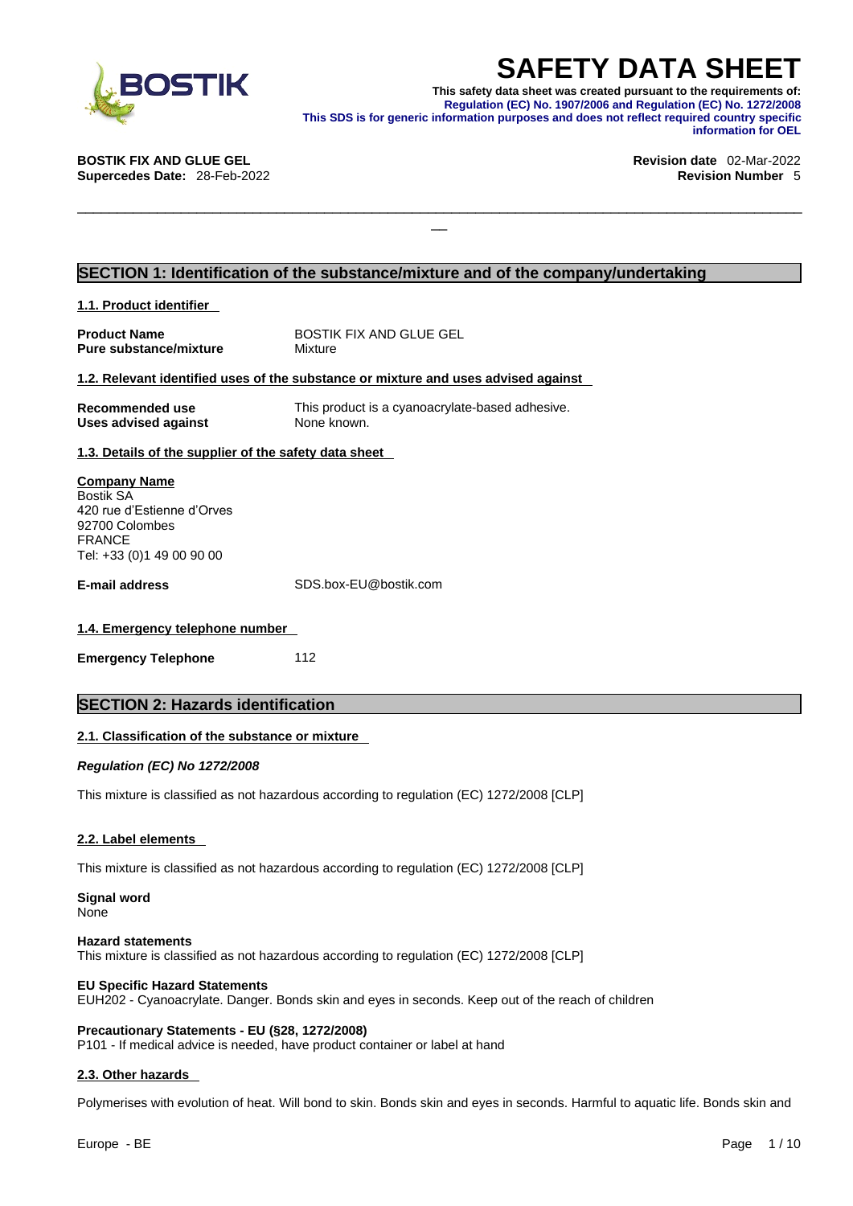# SAFETY DATA SHEET

**This safety data sheet was created pursuant to the requirements of:**
**Regulation (EC) No. 1907/2006 and Regulation (EC) No. 1272/2008**
**This SDS is for generic information purposes and does not reflect required country specific information for OEL**

**BOSTIK FIX AND GLUE GEL**
**Supercedes Date:** 28-Feb-2022

**Revision date** 02-Mar-2022
**Revision Number** 5

## SECTION 1: Identification of the substance/mixture and of the company/undertaking

### 1.1. Product identifier

| | |
|---|---|
| **Product Name** | BOSTIK FIX AND GLUE GEL |
| **Pure substance/mixture** | Mixture |

### 1.2. Relevant identified uses of the substance or mixture and uses advised against

| | |
|---|---|
| **Recommended use** | This product is a cyanoacrylate-based adhesive. |
| **Uses advised against** | None known. |

### 1.3. Details of the supplier of the safety data sheet

**Company Name**
Bostik SA
420 rue d'Estienne d'Orves
92700 Colombes
FRANCE
Tel: +33 (0)1 49 00 90 00

**E-mail address** SDS.box-EU@bostik.com

### 1.4. Emergency telephone number

**Emergency Telephone** 112

## SECTION 2: Hazards identification

### 2.1. Classification of the substance or mixture

***Regulation (EC) No 1272/2008***

This mixture is classified as not hazardous according to regulation (EC) 1272/2008 [CLP]

### 2.2. Label elements

This mixture is classified as not hazardous according to regulation (EC) 1272/2008 [CLP]

**Signal word**
None

**Hazard statements**
This mixture is classified as not hazardous according to regulation (EC) 1272/2008 [CLP]

**EU Specific Hazard Statements**
EUH202 - Cyanoacrylate. Danger. Bonds skin and eyes in seconds. Keep out of the reach of children

**Precautionary Statements - EU (§28, 1272/2008)**
P101 - If medical advice is needed, have product container or label at hand

### 2.3. Other hazards

Polymerises with evolution of heat. Will bond to skin. Bonds skin and eyes in seconds. Harmful to aquatic life. Bonds skin and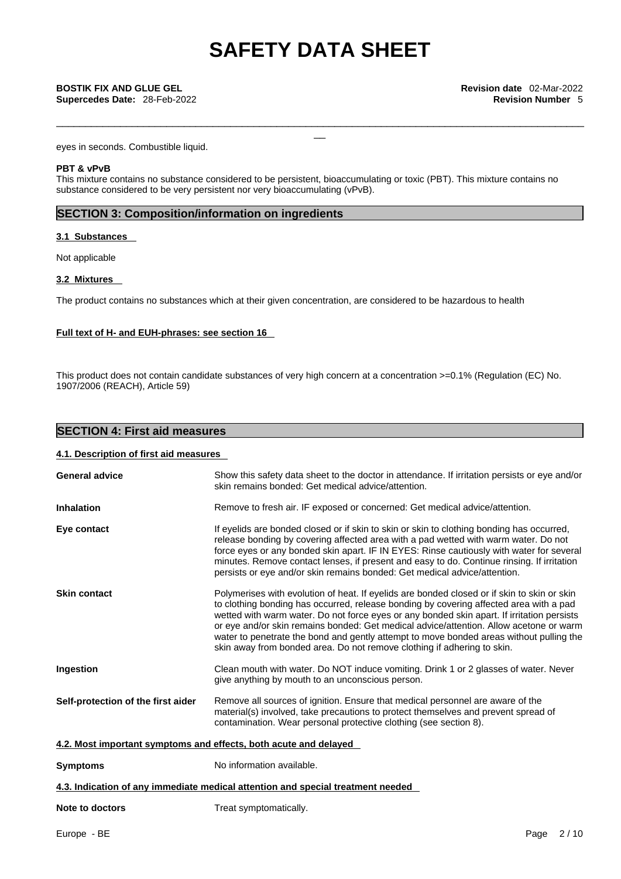eyes in seconds. Combustible liquid.

**PBT & vPvB**

This mixture contains no substance considered to be persistent, bioaccumulating or toxic (PBT). This mixture contains no substance considered to be very persistent nor very bioaccumulating (vPvB).

## SECTION 3: Composition/information on ingredients

### 3.1 Substances

Not applicable

### 3.2 Mixtures

The product contains no substances which at their given concentration, are considered to be hazardous to health

**Full text of H- and EUH-phrases: see section 16**

This product does not contain candidate substances of very high concern at a concentration >=0.1% (Regulation (EC) No. 1907/2006 (REACH), Article 59)

## SECTION 4: First aid measures

### 4.1. Description of first aid measures

| | |
|---|---|
| **General advice** | Show this safety data sheet to the doctor in attendance. If irritation persists or eye and/or skin remains bonded: Get medical advice/attention. |
| **Inhalation** | Remove to fresh air. IF exposed or concerned: Get medical advice/attention. |
| **Eye contact** | If eyelids are bonded closed or if skin to skin or skin to clothing bonding has occurred, release bonding by covering affected area with a pad wetted with warm water. Do not force eyes or any bonded skin apart. IF IN EYES: Rinse cautiously with water for several minutes. Remove contact lenses, if present and easy to do. Continue rinsing. If irritation persists or eye and/or skin remains bonded: Get medical advice/attention. |
| **Skin contact** | Polymerises with evolution of heat. If eyelids are bonded closed or if skin to skin or skin to clothing bonding has occurred, release bonding by covering affected area with a pad wetted with warm water. Do not force eyes or any bonded skin apart. If irritation persists or eye and/or skin remains bonded: Get medical advice/attention. Allow acetone or warm water to penetrate the bond and gently attempt to move bonded areas without pulling the skin away from bonded area. Do not remove clothing if adhering to skin. |
| **Ingestion** | Clean mouth with water. Do NOT induce vomiting. Drink 1 or 2 glasses of water. Never give anything by mouth to an unconscious person. |
| **Self-protection of the first aider** | Remove all sources of ignition. Ensure that medical personnel are aware of the material(s) involved, take precautions to protect themselves and prevent spread of contamination. Wear personal protective clothing (see section 8). |

### 4.2. Most important symptoms and effects, both acute and delayed

| | |
|---|---|
| **Symptoms** | No information available. |

### 4.3. Indication of any immediate medical attention and special treatment needed

| | |
|---|---|
| **Note to doctors** | Treat symptomatically. |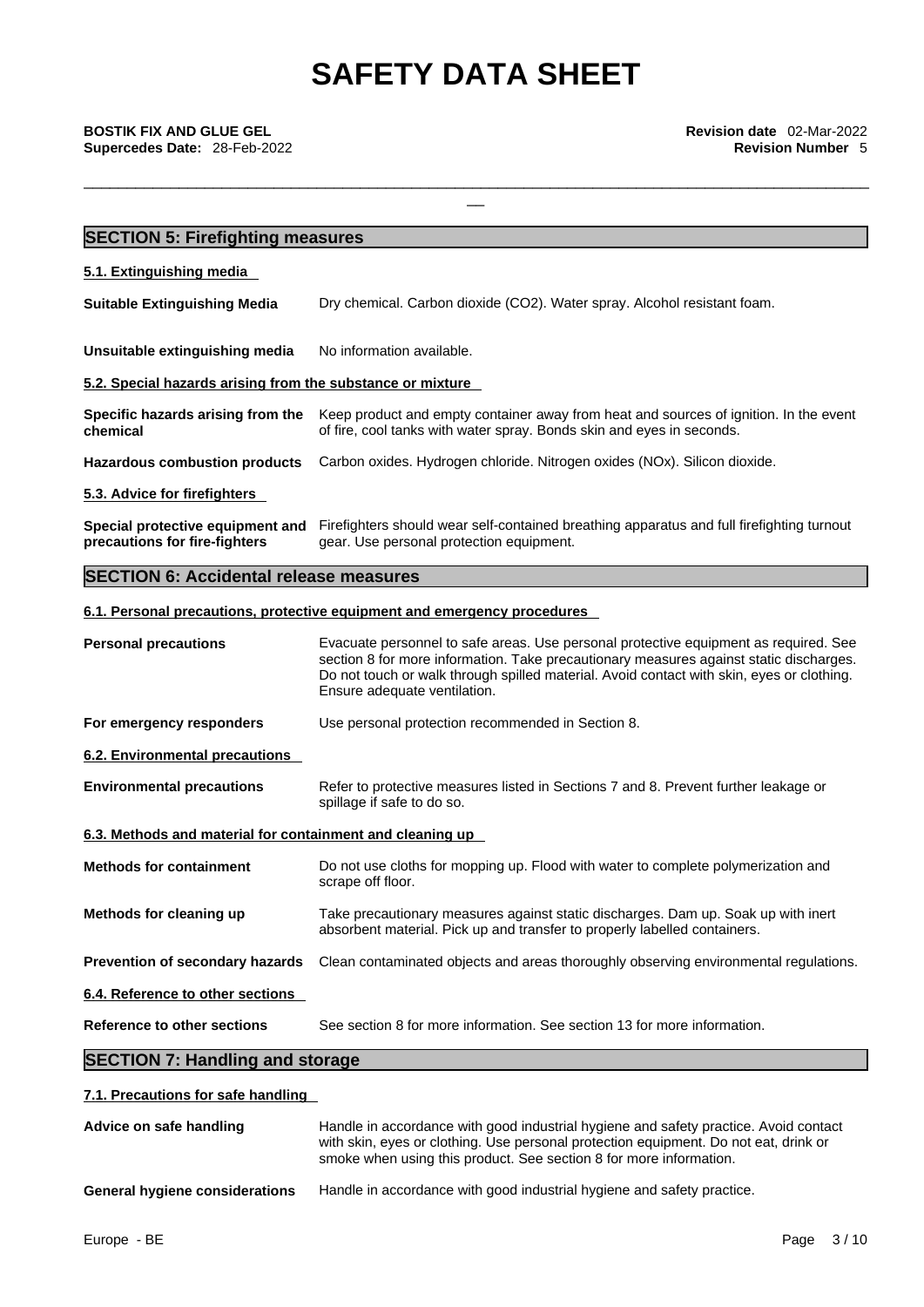## SECTION 5: Firefighting measures

### 5.1. Extinguishing media

**Suitable Extinguishing Media** Dry chemical. Carbon dioxide ($CO_2$). Water spray. Alcohol resistant foam.

**Unsuitable extinguishing media** No information available.

### 5.2. Special hazards arising from the substance or mixture

**Specific hazards arising from the chemical** Keep product and empty container away from heat and sources of ignition. In the event of fire, cool tanks with water spray. Bonds skin and eyes in seconds.

**Hazardous combustion products** Carbon oxides. Hydrogen chloride. Nitrogen oxides (NOx). Silicon dioxide.

### 5.3. Advice for firefighters

**Special protective equipment and precautions for fire-fighters** Firefighters should wear self-contained breathing apparatus and full firefighting turnout gear. Use personal protection equipment.

## SECTION 6: Accidental release measures

### 6.1. Personal precautions, protective equipment and emergency procedures

**Personal precautions** Evacuate personnel to safe areas. Use personal protective equipment as required. See section 8 for more information. Take precautionary measures against static discharges. Do not touch or walk through spilled material. Avoid contact with skin, eyes or clothing. Ensure adequate ventilation.

**For emergency responders** Use personal protection recommended in Section 8.

### 6.2. Environmental precautions

**Environmental precautions** Refer to protective measures listed in Sections 7 and 8. Prevent further leakage or spillage if safe to do so.

### 6.3. Methods and material for containment and cleaning up

**Methods for containment** Do not use cloths for mopping up. Flood with water to complete polymerization and scrape off floor.

**Methods for cleaning up** Take precautionary measures against static discharges. Dam up. Soak up with inert absorbent material. Pick up and transfer to properly labelled containers.

**Prevention of secondary hazards** Clean contaminated objects and areas thoroughly observing environmental regulations.

### 6.4. Reference to other sections

**Reference to other sections** See section 8 for more information. See section 13 for more information.

## SECTION 7: Handling and storage

### 7.1. Precautions for safe handling

**Advice on safe handling** Handle in accordance with good industrial hygiene and safety practice. Avoid contact with skin, eyes or clothing. Use personal protection equipment. Do not eat, drink or smoke when using this product. See section 8 for more information.

**General hygiene considerations** Handle in accordance with good industrial hygiene and safety practice.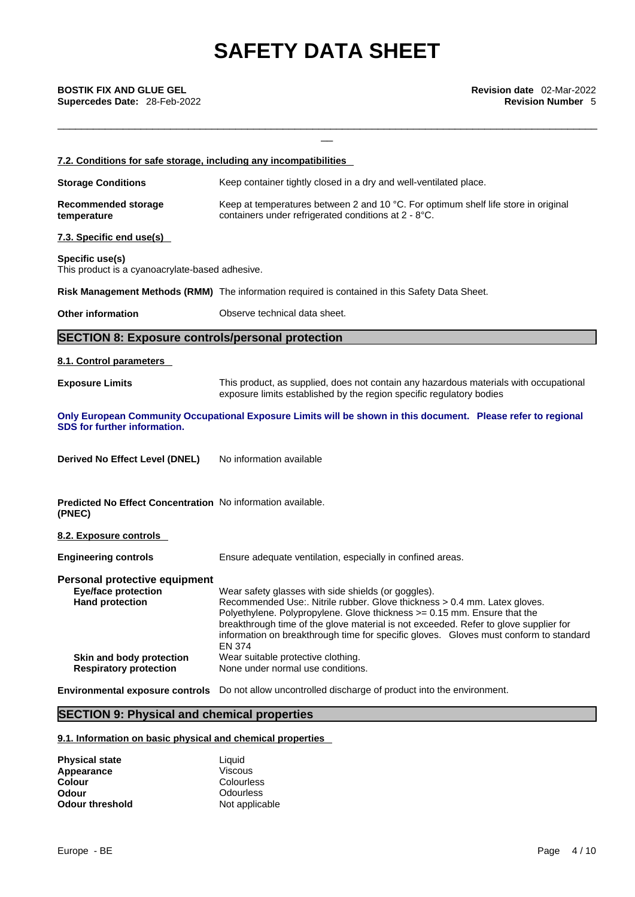#### 7.2. Conditions for safe storage, including any incompatibilities

| | |
|---|---|
| **Storage Conditions** | Keep container tightly closed in a dry and well-ventilated place. |
| **Recommended storage temperature** | Keep at temperatures between 2 and 10 °C. For optimum shelf life store in original containers under refrigerated conditions at 2 - 8°C. |

#### 7.3. Specific end use(s)

**Specific use(s)**
This product is a cyanoacrylate-based adhesive.

| | |
|---|---|
| **Risk Management Methods (RMM)** | The information required is contained in this Safety Data Sheet. |
| **Other information** | Observe technical data sheet. |

## SECTION 8: Exposure controls/personal protection

#### 8.1. Control parameters

| | |
|---|---|
| **Exposure Limits** | This product, as supplied, does not contain any hazardous materials with occupational exposure limits established by the region specific regulatory bodies |

**Only European Community Occupational Exposure Limits will be shown in this document. Please refer to regional SDS for further information.**

| | |
|---|---|
| **Derived No Effect Level (DNEL)** | No information available |
| **Predicted No Effect Concentration (PNEC)** | No information available. |

#### 8.2. Exposure controls

| | |
|---|---|
| **Engineering controls** | Ensure adequate ventilation, especially in confined areas. |

**Personal protective equipment**

| | |
|---|---|
| **Eye/face protection** | Wear safety glasses with side shields (or goggles). |
| **Hand protection** | Recommended Use:. Nitrile rubber. Glove thickness > 0.4 mm. Latex gloves. Polyethylene. Polypropylene. Glove thickness >= 0.15 mm. Ensure that the breakthrough time of the glove material is not exceeded. Refer to glove supplier for information on breakthrough time for specific gloves. Gloves must conform to standard EN 374 |
| **Skin and body protection** | Wear suitable protective clothing. |
| **Respiratory protection** | None under normal use conditions. |
| **Environmental exposure controls** | Do not allow uncontrolled discharge of product into the environment. |

## SECTION 9: Physical and chemical properties

#### 9.1. Information on basic physical and chemical properties

| | |
|---|---|
| **Physical state** | Liquid |
| **Appearance** | Viscous |
| **Colour** | Colourless |
| **Odour** | Odourless |
| **Odour threshold** | Not applicable |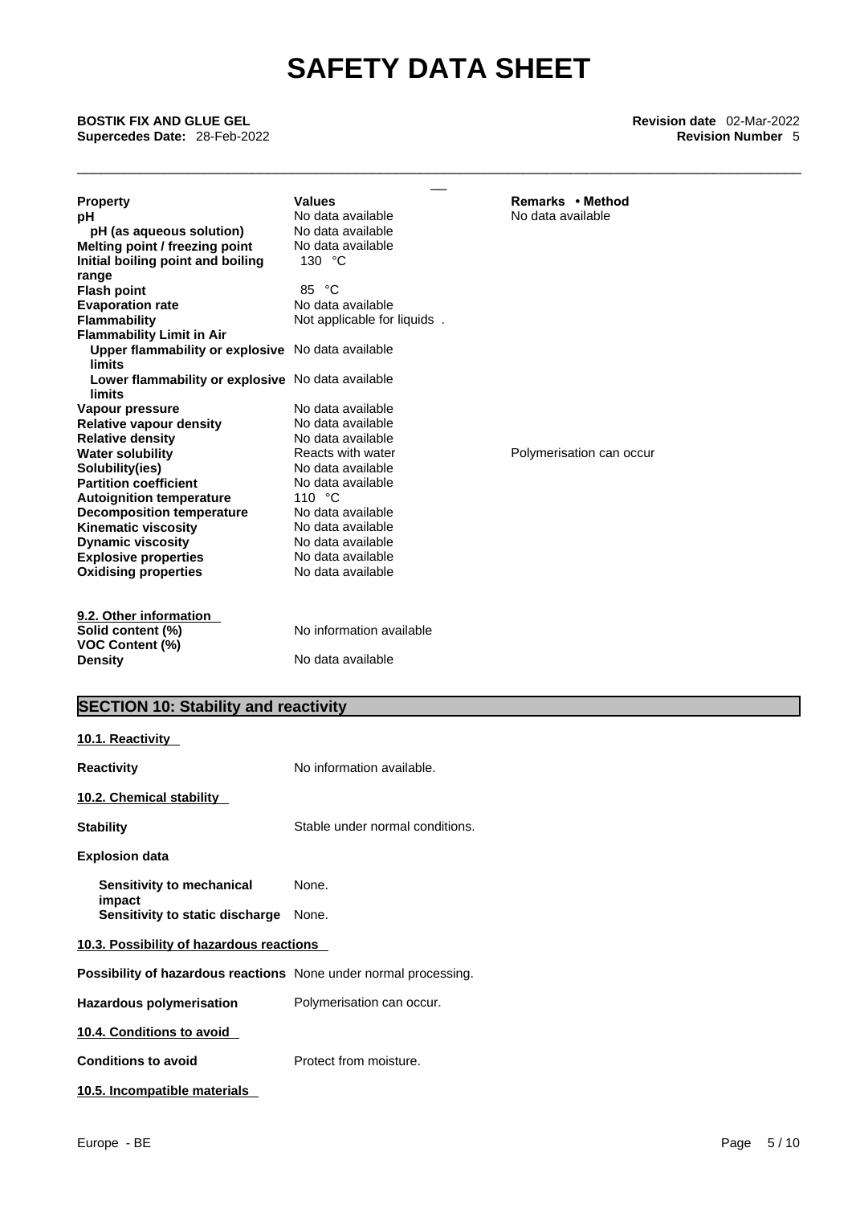| Property | Values | Remarks • Method |
|---|---|---|
| pH | No data available | No data available |
| pH (as aqueous solution) | No data available | |
| Melting point / freezing point | No data available | |
| Initial boiling point and boiling range | 130 °C | |
| Flash point | 85 °C | |
| Evaporation rate | No data available | |
| Flammability | Not applicable for liquids . | |
| Flammability Limit in Air | | |
| Upper flammability or explosive limits | No data available | |
| Lower flammability or explosive limits | No data available | |
| Vapour pressure | No data available | |
| Relative vapour density | No data available | |
| Relative density | No data available | |
| Water solubility | Reacts with water | Polymerisation can occur |
| Solubility(ies) | No data available | |
| Partition coefficient | No data available | |
| Autoignition temperature | 110 °C | |
| Decomposition temperature | No data available | |
| Kinematic viscosity | No data available | |
| Dynamic viscosity | No data available | |
| Explosive properties | No data available | |
| Oxidising properties | No data available | |

**9.2. Other information**

| | |
|---|---|
| Solid content (%) | No information available |
| VOC Content (%) | |
| Density | No data available |

## SECTION 10: Stability and reactivity

**10.1. Reactivity**

**Reactivity** No information available.

**10.2. Chemical stability**

**Stability** Stable under normal conditions.

**Explosion data**

**Sensitivity to mechanical impact** None.

**Sensitivity to static discharge** None.

**10.3. Possibility of hazardous reactions**

**Possibility of hazardous reactions** None under normal processing.

**Hazardous polymerisation** Polymerisation can occur.

**10.4. Conditions to avoid**

**Conditions to avoid** Protect from moisture.

**10.5. Incompatible materials**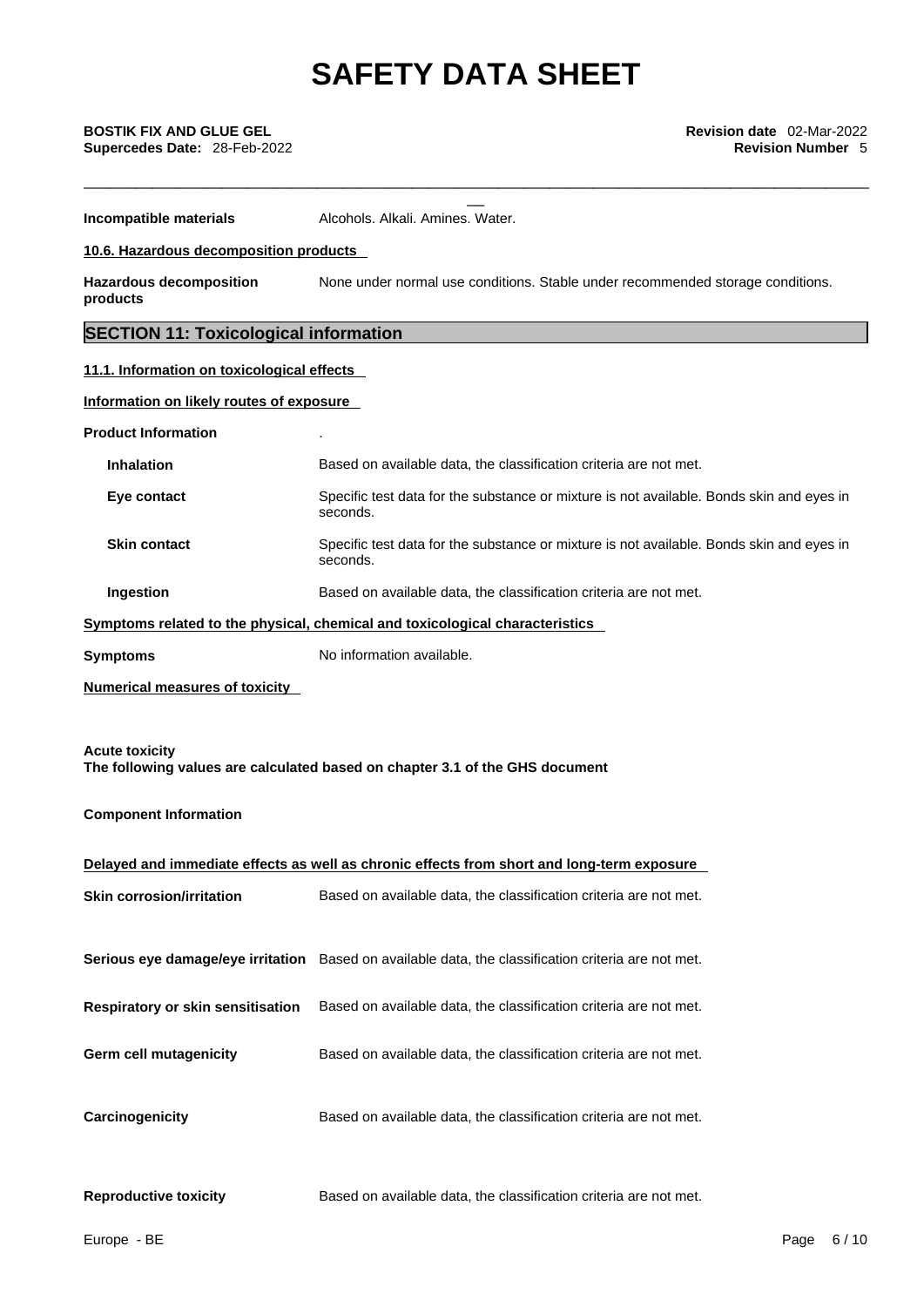**Incompatible materials** Alcohols. Alkali. Amines. Water.

**10.6. Hazardous decomposition products**

**Hazardous decomposition products** None under normal use conditions. Stable under recommended storage conditions.

## SECTION 11: Toxicological information

**11.1. Information on toxicological effects**

**Information on likely routes of exposure**

**Product Information** .

**Inhalation** Based on available data, the classification criteria are not met.

**Eye contact** Specific test data for the substance or mixture is not available. Bonds skin and eyes in seconds.

**Skin contact** Specific test data for the substance or mixture is not available. Bonds skin and eyes in seconds.

**Ingestion** Based on available data, the classification criteria are not met.

**Symptoms related to the physical, chemical and toxicological characteristics**

**Symptoms** No information available.

**Numerical measures of toxicity**

**Acute toxicity**
**The following values are calculated based on chapter 3.1 of the GHS document**

**Component Information**

**Delayed and immediate effects as well as chronic effects from short and long-term exposure**

**Skin corrosion/irritation** Based on available data, the classification criteria are not met.

**Serious eye damage/eye irritation** Based on available data, the classification criteria are not met.

**Respiratory or skin sensitisation** Based on available data, the classification criteria are not met.

**Germ cell mutagenicity** Based on available data, the classification criteria are not met.

**Carcinogenicity** Based on available data, the classification criteria are not met.

**Reproductive toxicity** Based on available data, the classification criteria are not met.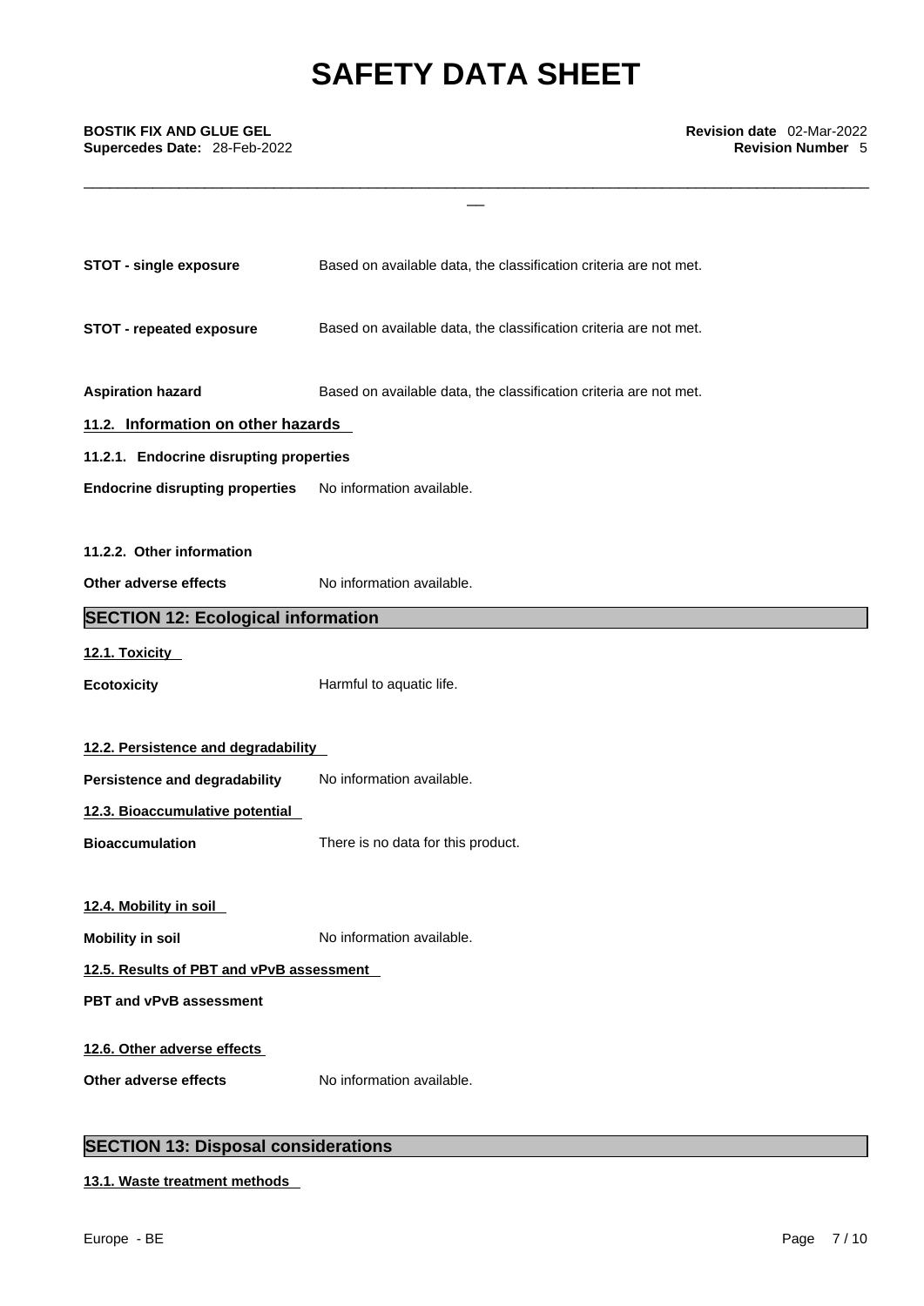**STOT - single exposure** Based on available data, the classification criteria are not met.

**STOT - repeated exposure** Based on available data, the classification criteria are not met.

**Aspiration hazard** Based on available data, the classification criteria are not met.

### 11.2. Information on other hazards

**11.2.1. Endocrine disrupting properties**

**Endocrine disrupting properties** No information available.

**11.2.2. Other information**

**Other adverse effects** No information available.

## SECTION 12: Ecological information

### 12.1. Toxicity

**Ecotoxicity** Harmful to aquatic life.

### 12.2. Persistence and degradability

**Persistence and degradability** No information available.

### 12.3. Bioaccumulative potential

**Bioaccumulation** There is no data for this product.

### 12.4. Mobility in soil

**Mobility in soil** No information available.

### 12.5. Results of PBT and vPvB assessment

**PBT and vPvB assessment**

### 12.6. Other adverse effects

**Other adverse effects** No information available.

## SECTION 13: Disposal considerations

### 13.1. Waste treatment methods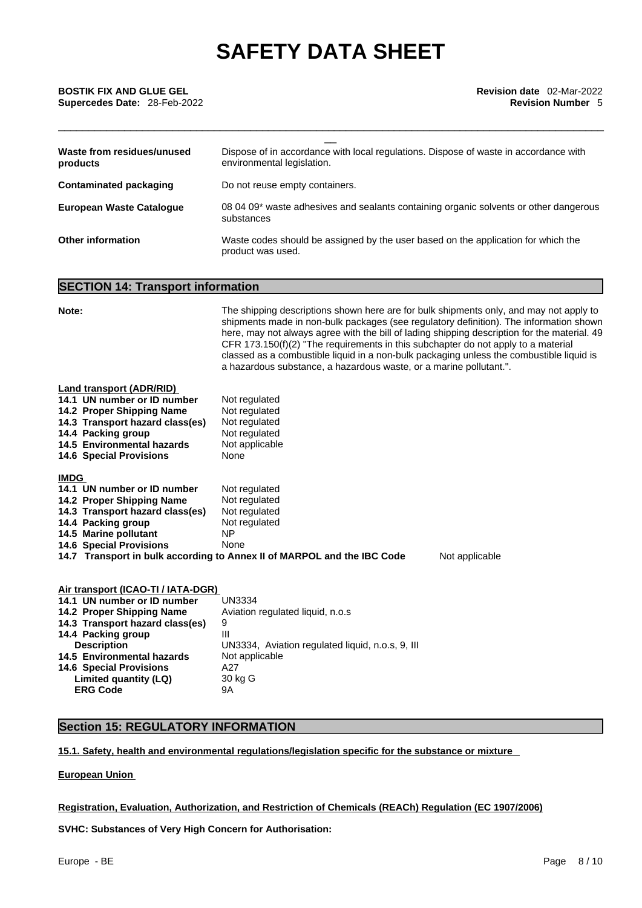| | |
|---|---|
| **Waste from residues/unused products** | Dispose of in accordance with local regulations. Dispose of waste in accordance with environmental legislation. |
| **Contaminated packaging** | Do not reuse empty containers. |
| **European Waste Catalogue** | 08 04 09* waste adhesives and sealants containing organic solvents or other dangerous substances |
| **Other information** | Waste codes should be assigned by the user based on the application for which the product was used. |

## SECTION 14: Transport information

**Note:** The shipping descriptions shown here are for bulk shipments only, and may not apply to shipments made in non-bulk packages (see regulatory definition). The information shown here, may not always agree with the bill of lading shipping description for the material. 49 CFR 173.150(f)(2) "The requirements in this subchapter do not apply to a material classed as a combustible liquid in a non-bulk packaging unless the combustible liquid is a hazardous substance, a hazardous waste, or a marine pollutant.".

**Land transport (ADR/RID)**

| | |
|---|---|
| **14.1 UN number or ID number** | Not regulated |
| **14.2 Proper Shipping Name** | Not regulated |
| **14.3 Transport hazard class(es)** | Not regulated |
| **14.4 Packing group** | Not regulated |
| **14.5 Environmental hazards** | Not applicable |
| **14.6 Special Provisions** | None |

**IMDG**

| | |
|---|---|
| **14.1 UN number or ID number** | Not regulated |
| **14.2 Proper Shipping Name** | Not regulated |
| **14.3 Transport hazard class(es)** | Not regulated |
| **14.4 Packing group** | Not regulated |
| **14.5 Marine pollutant** | NP |
| **14.6 Special Provisions** | None |
| **14.7 Transport in bulk according to Annex II of MARPOL and the IBC Code** | Not applicable |

**Air transport (ICAO-TI / IATA-DGR)**

| | |
|---|---|
| **14.1 UN number or ID number** | UN3334 |
| **14.2 Proper Shipping Name** | Aviation regulated liquid, n.o.s |
| **14.3 Transport hazard class(es)** | 9 |
| **14.4 Packing group** | III |
| **Description** | UN3334, Aviation regulated liquid, n.o.s, 9, III |
| **14.5 Environmental hazards** | Not applicable |
| **14.6 Special Provisions** | A27 |
| **Limited quantity (LQ)** | 30 kg G |
| **ERG Code** | 9A |

## Section 15: REGULATORY INFORMATION

**15.1. Safety, health and environmental regulations/legislation specific for the substance or mixture**

**European Union**

**Registration, Evaluation, Authorization, and Restriction of Chemicals (REACh) Regulation (EC 1907/2006)**

**SVHC: Substances of Very High Concern for Authorisation:**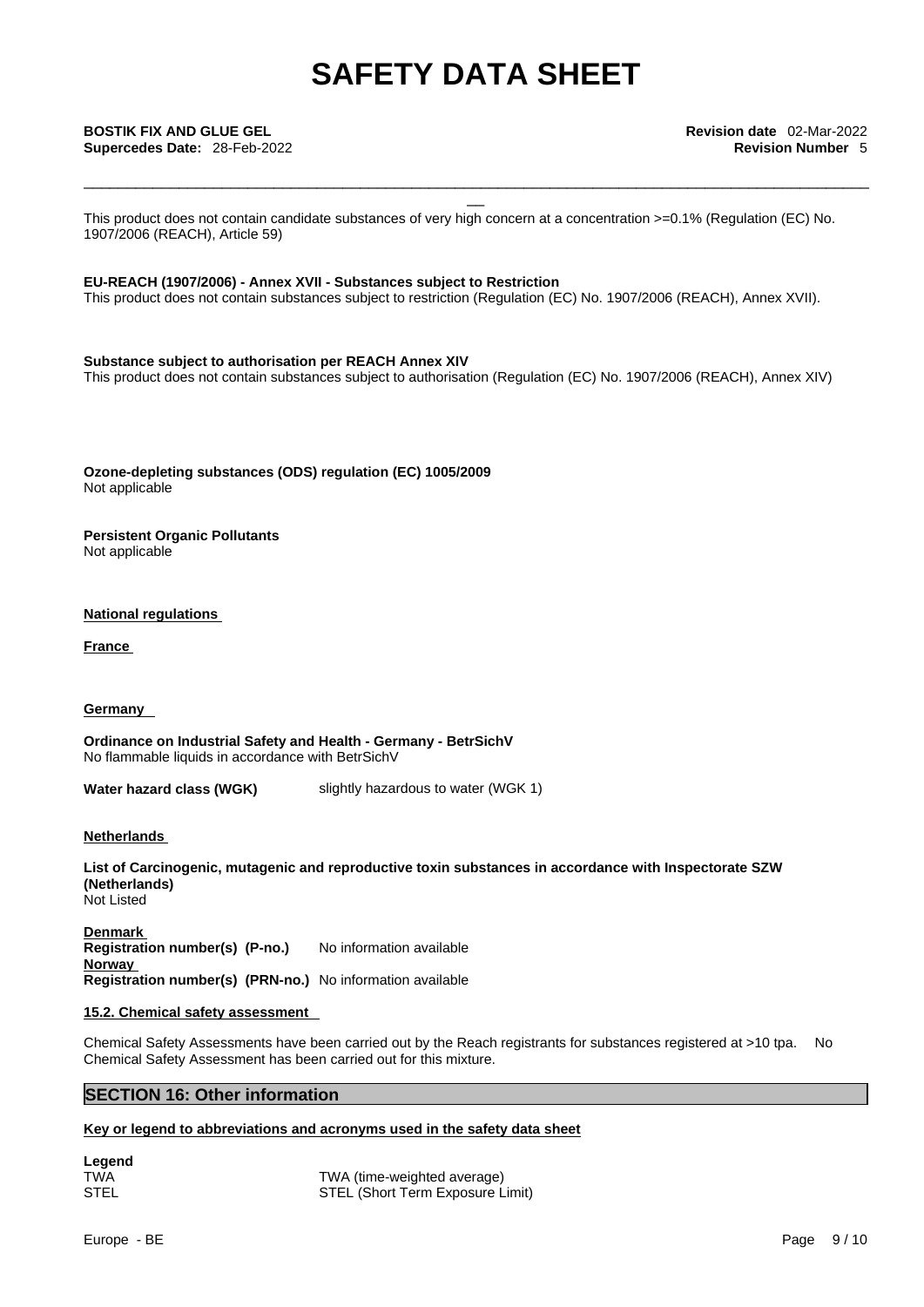This product does not contain candidate substances of very high concern at a concentration >=0.1% (Regulation (EC) No. 1907/2006 (REACH), Article 59)

**EU-REACH (1907/2006) - Annex XVII - Substances subject to Restriction**
This product does not contain substances subject to restriction (Regulation (EC) No. 1907/2006 (REACH), Annex XVII).

**Substance subject to authorisation per REACH Annex XIV**
This product does not contain substances subject to authorisation (Regulation (EC) No. 1907/2006 (REACH), Annex XIV)

**Ozone-depleting substances (ODS) regulation (EC) 1005/2009**
Not applicable

**Persistent Organic Pollutants**
Not applicable

**National regulations**

**France**

**Germany**

**Ordinance on Industrial Safety and Health - Germany - BetrSichV**
No flammable liquids in accordance with BetrSichV

**Water hazard class (WGK)** slightly hazardous to water (WGK 1)

**Netherlands**

**List of Carcinogenic, mutagenic and reproductive toxin substances in accordance with Inspectorate SZW (Netherlands)**
Not Listed

**Denmark**
**Registration number(s) (P-no.)** No information available
**Norway**
**Registration number(s) (PRN-no.)** No information available

**15.2. Chemical safety assessment**

Chemical Safety Assessments have been carried out by the Reach registrants for substances registered at >10 tpa. No Chemical Safety Assessment has been carried out for this mixture.

## SECTION 16: Other information

**Key or legend to abbreviations and acronyms used in the safety data sheet**

**Legend**

| | |
|---|---|
| TWA | TWA (time-weighted average) |
| STEL | STEL (Short Term Exposure Limit) |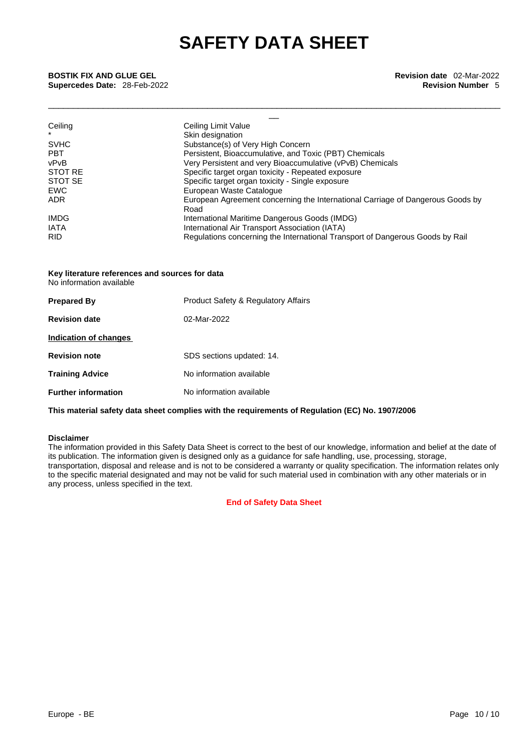| | |
|---|---|
| Ceiling | Ceiling Limit Value |
| * | Skin designation |
| SVHC | Substance(s) of Very High Concern |
| PBT | Persistent, Bioaccumulative, and Toxic (PBT) Chemicals |
| vPvB | Very Persistent and very Bioaccumulative (vPvB) Chemicals |
| STOT RE | Specific target organ toxicity - Repeated exposure |
| STOT SE | Specific target organ toxicity - Single exposure |
| EWC | European Waste Catalogue |
| ADR | European Agreement concerning the International Carriage of Dangerous Goods by Road |
| IMDG | International Maritime Dangerous Goods (IMDG) |
| IATA | International Air Transport Association (IATA) |
| RID | Regulations concerning the International Transport of Dangerous Goods by Rail |

**Key literature references and sources for data**
No information available

**Prepared By** Product Safety & Regulatory Affairs

**Revision date** 02-Mar-2022

**Indication of changes**

**Revision note** SDS sections updated: 14.

**Training Advice** No information available

**Further information** No information available

**This material safety data sheet complies with the requirements of Regulation (EC) No. 1907/2006**

**Disclaimer**
The information provided in this Safety Data Sheet is correct to the best of our knowledge, information and belief at the date of its publication. The information given is designed only as a guidance for safe handling, use, processing, storage, transportation, disposal and release and is not to be considered a warranty or quality specification. The information relates only to the specific material designated and may not be valid for such material used in combination with any other materials or in any process, unless specified in the text.

**End of Safety Data Sheet**